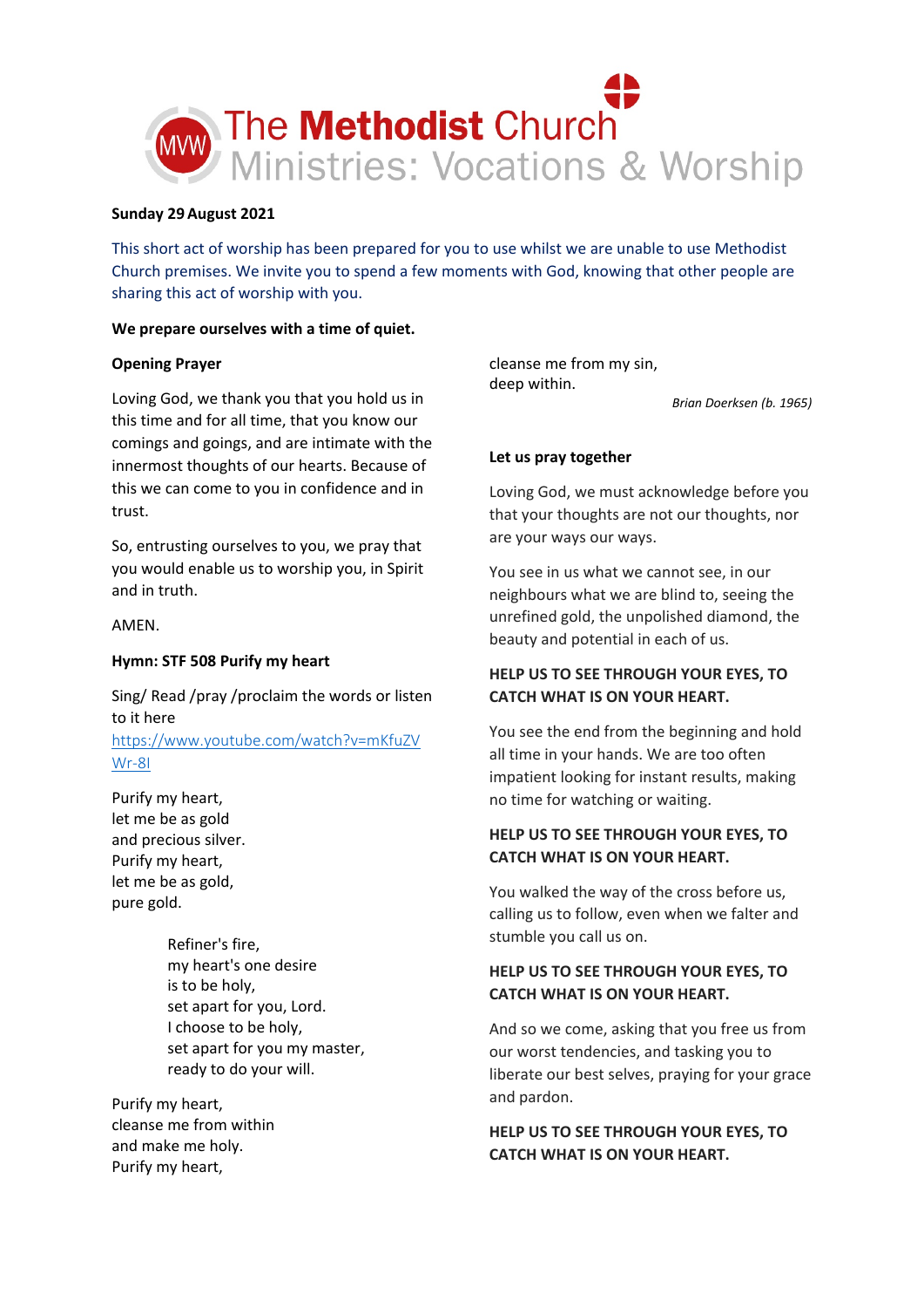The Methodist Church
Ministries: Vocations & Worship

**Sunday 29 August 2021**

This short act of worship has been prepared for you to use whilst we are unable to use Methodist Church premises. We invite you to spend a few moments with God, knowing that other people are sharing this act of worship with you.

**We prepare ourselves with a time of quiet.**

**Opening Prayer**

Loving God, we thank you that you hold us in this time and for all time, that you know our comings and goings, and are intimate with the innermost thoughts of our hearts. Because of this we can come to you in confidence and in trust.

So, entrusting ourselves to you, we pray that you would enable us to worship you, in Spirit and in truth.

AMEN.

**Hymn: STF 508 Purify my heart**

Sing/ Read /pray /proclaim the words or listen to it here
https://www.youtube.com/watch?v=mKfuZVWr-8I

Purify my heart,
let me be as gold
and precious silver.
Purify my heart,
let me be as gold,
pure gold.

> Refiner's fire,
> my heart's one desire
> is to be holy,
> set apart for you, Lord.
> I choose to be holy,
> set apart for you my master,
> ready to do your will.

Purify my heart,
cleanse me from within
and make me holy.
Purify my heart,
cleanse me from my sin,
deep within.

*Brian Doerksen (b. 1965)*

**Let us pray together**

Loving God, we must acknowledge before you that your thoughts are not our thoughts, nor are your ways our ways.

You see in us what we cannot see, in our neighbours what we are blind to, seeing the unrefined gold, the unpolished diamond, the beauty and potential in each of us.

**HELP US TO SEE THROUGH YOUR EYES, TO CATCH WHAT IS ON YOUR HEART.**

You see the end from the beginning and hold all time in your hands. We are too often impatient looking for instant results, making no time for watching or waiting.

**HELP US TO SEE THROUGH YOUR EYES, TO CATCH WHAT IS ON YOUR HEART.**

You walked the way of the cross before us, calling us to follow, even when we falter and stumble you call us on.

**HELP US TO SEE THROUGH YOUR EYES, TO CATCH WHAT IS ON YOUR HEART.**

And so we come, asking that you free us from our worst tendencies, and tasking you to liberate our best selves, praying for your grace and pardon.

**HELP US TO SEE THROUGH YOUR EYES, TO CATCH WHAT IS ON YOUR HEART.**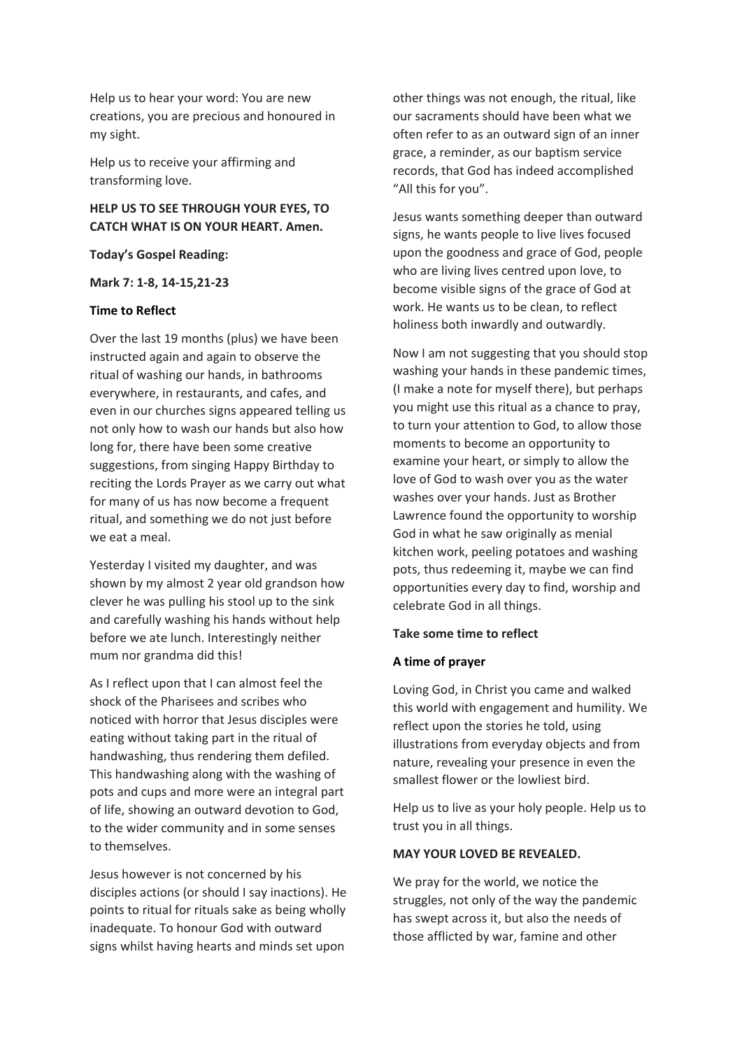Help us to hear your word: You are new creations, you are precious and honoured in my sight.

Help us to receive your affirming and transforming love.

**HELP US TO SEE THROUGH YOUR EYES, TO CATCH WHAT IS ON YOUR HEART. Amen.**

**Today's Gospel Reading:**

**Mark 7: 1-8, 14-15,21-23**

**Time to Reflect**

Over the last 19 months (plus) we have been instructed again and again to observe the ritual of washing our hands, in bathrooms everywhere, in restaurants, and cafes, and even in our churches signs appeared telling us not only how to wash our hands but also how long for, there have been some creative suggestions, from singing Happy Birthday to reciting the Lords Prayer as we carry out what for many of us has now become a frequent ritual, and something we do not just before we eat a meal.

Yesterday I visited my daughter, and was shown by my almost 2 year old grandson how clever he was pulling his stool up to the sink and carefully washing his hands without help before we ate lunch. Interestingly neither mum nor grandma did this!

As I reflect upon that I can almost feel the shock of the Pharisees and scribes who noticed with horror that Jesus disciples were eating without taking part in the ritual of handwashing, thus rendering them defiled. This handwashing along with the washing of pots and cups and more were an integral part of life, showing an outward devotion to God, to the wider community and in some senses to themselves.

Jesus however is not concerned by his disciples actions (or should I say inactions). He points to ritual for rituals sake as being wholly inadequate. To honour God with outward signs whilst having hearts and minds set upon other things was not enough, the ritual, like our sacraments should have been what we often refer to as an outward sign of an inner grace, a reminder, as our baptism service records, that God has indeed accomplished "All this for you".

Jesus wants something deeper than outward signs, he wants people to live lives focused upon the goodness and grace of God, people who are living lives centred upon love, to become visible signs of the grace of God at work. He wants us to be clean, to reflect holiness both inwardly and outwardly.

Now I am not suggesting that you should stop washing your hands in these pandemic times, (I make a note for myself there), but perhaps you might use this ritual as a chance to pray, to turn your attention to God, to allow those moments to become an opportunity to examine your heart, or simply to allow the love of God to wash over you as the water washes over your hands. Just as Brother Lawrence found the opportunity to worship God in what he saw originally as menial kitchen work, peeling potatoes and washing pots, thus redeeming it, maybe we can find opportunities every day to find, worship and celebrate God in all things.

**Take some time to reflect**

**A time of prayer**

Loving God, in Christ you came and walked this world with engagement and humility. We reflect upon the stories he told, using illustrations from everyday objects and from nature, revealing your presence in even the smallest flower or the lowliest bird.

Help us to live as your holy people. Help us to trust you in all things.

**MAY YOUR LOVED BE REVEALED.**

We pray for the world, we notice the struggles, not only of the way the pandemic has swept across it, but also the needs of those afflicted by war, famine and other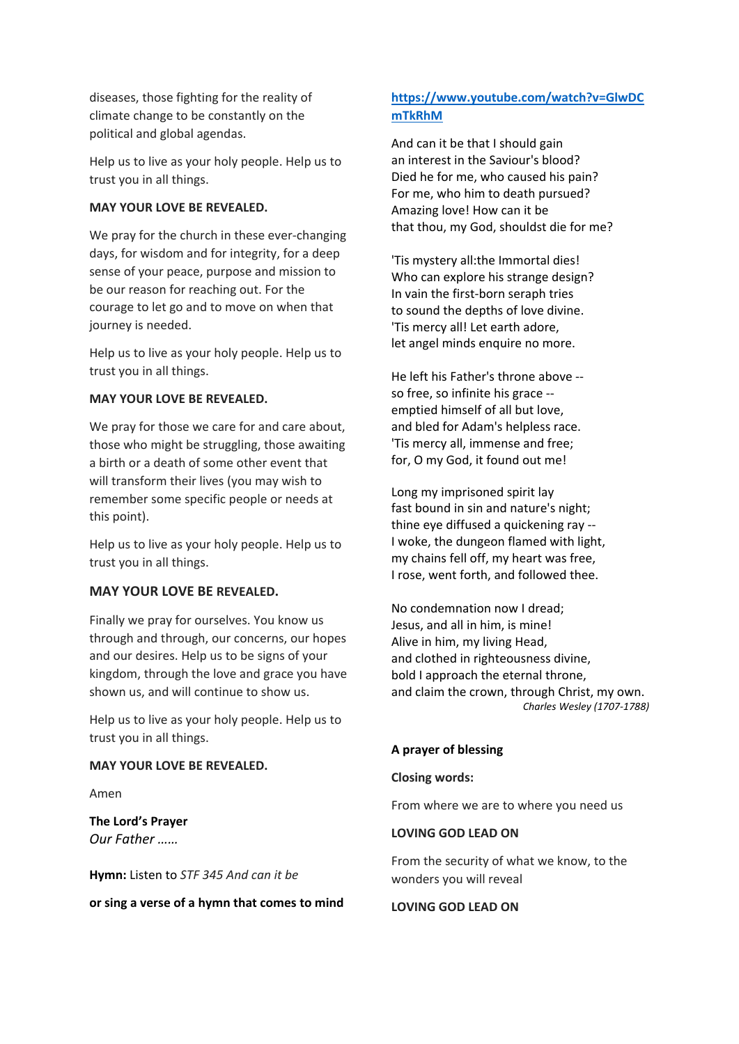diseases, those fighting for the reality of climate change to be constantly on the political and global agendas.

Help us to live as your holy people. Help us to trust you in all things.

**MAY YOUR LOVE BE REVEALED.**

We pray for the church in these ever-changing days, for wisdom and for integrity, for a deep sense of your peace, purpose and mission to be our reason for reaching out. For the courage to let go and to move on when that journey is needed.

Help us to live as your holy people. Help us to trust you in all things.

**MAY YOUR LOVE BE REVEALED.**

We pray for those we care for and care about, those who might be struggling, those awaiting a birth or a death of some other event that will transform their lives (you may wish to remember some specific people or needs at this point).

Help us to live as your holy people. Help us to trust you in all things.

**MAY YOUR LOVE BE REVEALED.**

Finally we pray for ourselves. You know us through and through, our concerns, our hopes and our desires. Help us to be signs of your kingdom, through the love and grace you have shown us, and will continue to show us.

Help us to live as your holy people. Help us to trust you in all things.

**MAY YOUR LOVE BE REVEALED.**

Amen

**The Lord's Prayer**
*Our Father ……*

**Hymn:** Listen to *STF 345 And can it be*

**or sing a verse of a hymn that comes to mind**

https://www.youtube.com/watch?v=GlwDCmTkRhM

And can it be that I should gain
an interest in the Saviour's blood?
Died he for me, who caused his pain?
For me, who him to death pursued?
Amazing love! How can it be
that thou, my God, shouldst die for me?

'Tis mystery all:the Immortal dies!
Who can explore his strange design?
In vain the first-born seraph tries
to sound the depths of love divine.
'Tis mercy all! Let earth adore,
let angel minds enquire no more.

He left his Father's throne above --
so free, so infinite his grace --
emptied himself of all but love,
and bled for Adam's helpless race.
'Tis mercy all, immense and free;
for, O my God, it found out me!

Long my imprisoned spirit lay
fast bound in sin and nature's night;
thine eye diffused a quickening ray --
I woke, the dungeon flamed with light,
my chains fell off, my heart was free,
I rose, went forth, and followed thee.

No condemnation now I dread;
Jesus, and all in him, is mine!
Alive in him, my living Head,
and clothed in righteousness divine,
bold I approach the eternal throne,
and claim the crown, through Christ, my own.

*Charles Wesley (1707-1788)*

**A prayer of blessing**

**Closing words:**

From where we are to where you need us

**LOVING GOD LEAD ON**

From the security of what we know, to the wonders you will reveal

**LOVING GOD LEAD ON**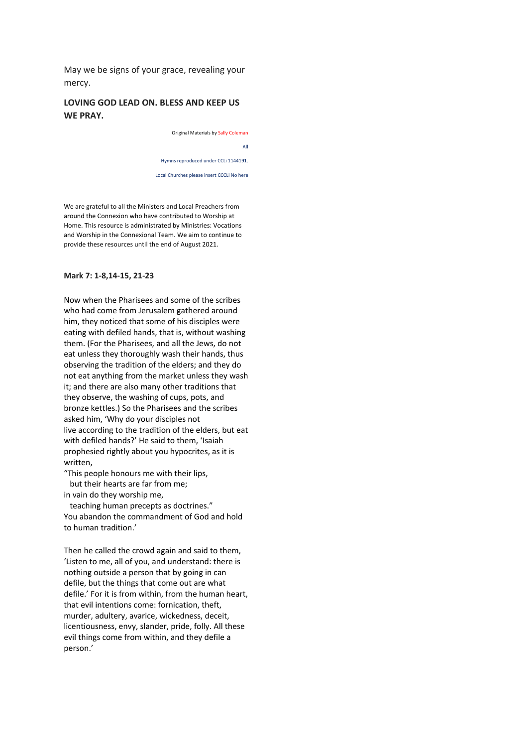May we be signs of your grace, revealing your mercy.

**LOVING GOD LEAD ON. BLESS AND KEEP US WE PRAY.**

Original Materials by Sally Coleman

All

Hymns reproduced under CCLi 1144191.

Local Churches please insert CCCLi No here

We are grateful to all the Ministers and Local Preachers from around the Connexion who have contributed to Worship at Home. This resource is administrated by Ministries: Vocations and Worship in the Connexional Team. We aim to continue to provide these resources until the end of August 2021.

**Mark 7: 1-8,14-15, 21-23**

Now when the Pharisees and some of the scribes who had come from Jerusalem gathered around him, they noticed that some of his disciples were eating with defiled hands, that is, without washing them. (For the Pharisees, and all the Jews, do not eat unless they thoroughly wash their hands, thus observing the tradition of the elders; and they do not eat anything from the market unless they wash it; and there are also many other traditions that they observe, the washing of cups, pots, and bronze kettles.) So the Pharisees and the scribes asked him, 'Why do your disciples not live according to the tradition of the elders, but eat with defiled hands?' He said to them, 'Isaiah prophesied rightly about you hypocrites, as it is written,

"This people honours me with their lips,  
  but their hearts are far from me;  
in vain do they worship me,  
  teaching human precepts as doctrines."  
You abandon the commandment of God and hold to human tradition.'

Then he called the crowd again and said to them, 'Listen to me, all of you, and understand: there is nothing outside a person that by going in can defile, but the things that come out are what defile.' For it is from within, from the human heart, that evil intentions come: fornication, theft, murder, adultery, avarice, wickedness, deceit, licentiousness, envy, slander, pride, folly. All these evil things come from within, and they defile a person.'